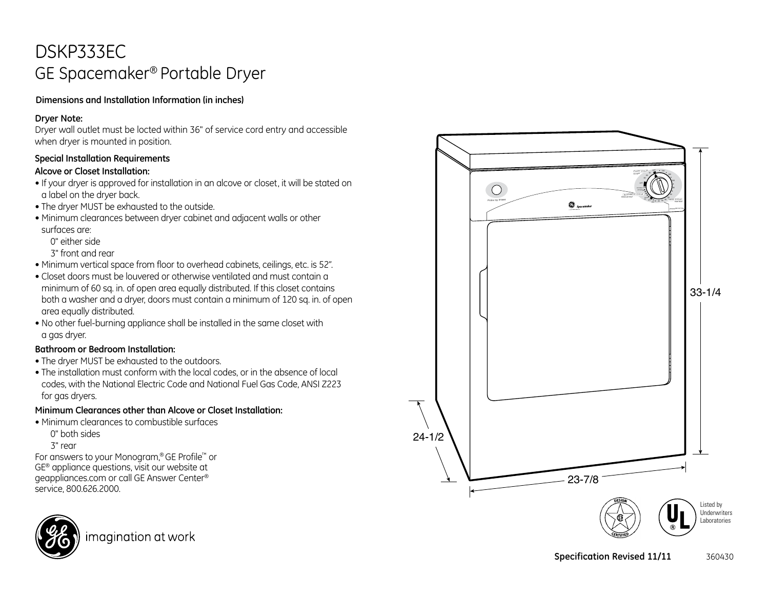# DSKP333EC
## GE Spacemaker® Portable Dryer

**Dimensions and Installation Information (in inches)**

**Dryer Note:**
Dryer wall outlet must be locted within 36" of service cord entry and accessible when dryer is mounted in position.

**Special Installation Requirements**

**Alcove or Closet Installation:**

- If your dryer is approved for installation in an alcove or closet, it will be stated on a label on the dryer back.
- The dryer MUST be exhausted to the outside.
- Minimum clearances between dryer cabinet and adjacent walls or other surfaces are:
  - 0" either side
  - 3" front and rear
- Minimum vertical space from floor to overhead cabinets, ceilings, etc. is 52".
- Closet doors must be louvered or otherwise ventilated and must contain a minimum of 60 sq. in. of open area equally distributed. If this closet contains both a washer and a dryer, doors must contain a minimum of 120 sq. in. of open area equally distributed.
- No other fuel-burning appliance shall be installed in the same closet with a gas dryer.

**Bathroom or Bedroom Installation:**

- The dryer MUST be exhausted to the outdoors.
- The installation must conform with the local codes, or in the absence of local codes, with the National Electric Code and National Fuel Gas Code, ANSI Z223 for gas dryers.

**Minimum Clearances other than Alcove or Closet Installation:**

- Minimum clearances to combustible surfaces
  - 0" both sides
  - 3" rear

For answers to your Monogram,® GE Profile™ or GE® appliance questions, visit our website at geappliances.com or call GE Answer Center® service, 800.626.2000.

33-1/4

24-1/2

23-7/8

Listed by Underwriters Laboratories

imagination at work

**Specification Revised 11/11** 360430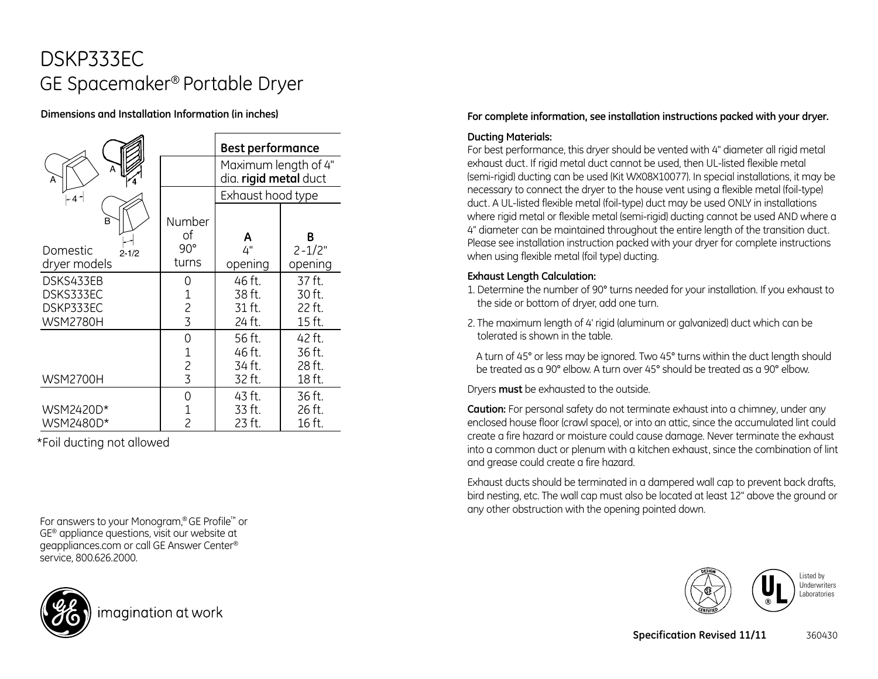# DSKP333EC

## GE Spacemaker® Portable Dryer

**Dimensions and Installation Information (in inches)**

| Domestic dryer models | Number of 90° turns | Best performance — Maximum length of 4" dia. **rigid metal** duct — Exhaust hood type A 4" opening | B 2-1/2" opening |
|---|---|---|---|
| DSKS433EB | 0 | 46 ft. | 37 ft. |
| DSKS333EC | 1 | 38 ft. | 30 ft. |
| DSKP333EC | 2 | 31 ft. | 22 ft. |
| WSM2780H | 3 | 24 ft. | 15 ft. |
| | 0 | 56 ft. | 42 ft. |
| | 1 | 46 ft. | 36 ft. |
| | 2 | 34 ft. | 28 ft. |
| WSM2700H | 3 | 32 ft. | 18 ft. |
| | 0 | 43 ft. | 36 ft. |
| WSM2420D* | 1 | 33 ft. | 26 ft. |
| WSM2480D* | 2 | 23 ft. | 16 ft. |

*Foil ducting not allowed

For answers to your Monogram,® GE Profile™ or GE® appliance questions, visit our website at geappliances.com or call GE Answer Center® service, 800.626.2000.

imagination at work

**For complete information, see installation instructions packed with your dryer.**

**Ducting Materials:**

For best performance, this dryer should be vented with 4" diameter all rigid metal exhaust duct. If rigid metal duct cannot be used, then UL-listed flexible metal (semi-rigid) ducting can be used (Kit WX08X10077). In special installations, it may be necessary to connect the dryer to the house vent using a flexible metal (foil-type) duct. A UL-listed flexible metal (foil-type) duct may be used ONLY in installations where rigid metal or flexible metal (semi-rigid) ducting cannot be used AND where a 4" diameter can be maintained throughout the entire length of the transition duct. Please see installation instruction packed with your dryer for complete instructions when using flexible metal (foil type) ducting.

**Exhaust Length Calculation:**

1. Determine the number of 90° turns needed for your installation. If you exhaust to the side or bottom of dryer, add one turn.
2. The maximum length of 4' rigid (aluminum or galvanized) duct which can be tolerated is shown in the table.

   A turn of 45° or less may be ignored. Two 45° turns within the duct length should be treated as a 90° elbow. A turn over 45° should be treated as a 90° elbow.

Dryers **must** be exhausted to the outside.

**Caution:** For personal safety do not terminate exhaust into a chimney, under any enclosed house floor (crawl space), or into an attic, since the accumulated lint could create a fire hazard or moisture could cause damage. Never terminate the exhaust into a common duct or plenum with a kitchen exhaust, since the combination of lint and grease could create a fire hazard.

Exhaust ducts should be terminated in a dampered wall cap to prevent back drafts, bird nesting, etc. The wall cap must also be located at least 12" above the ground or any other obstruction with the opening pointed down.

Listed by Underwriters Laboratories

**Specification Revised 11/11** 360430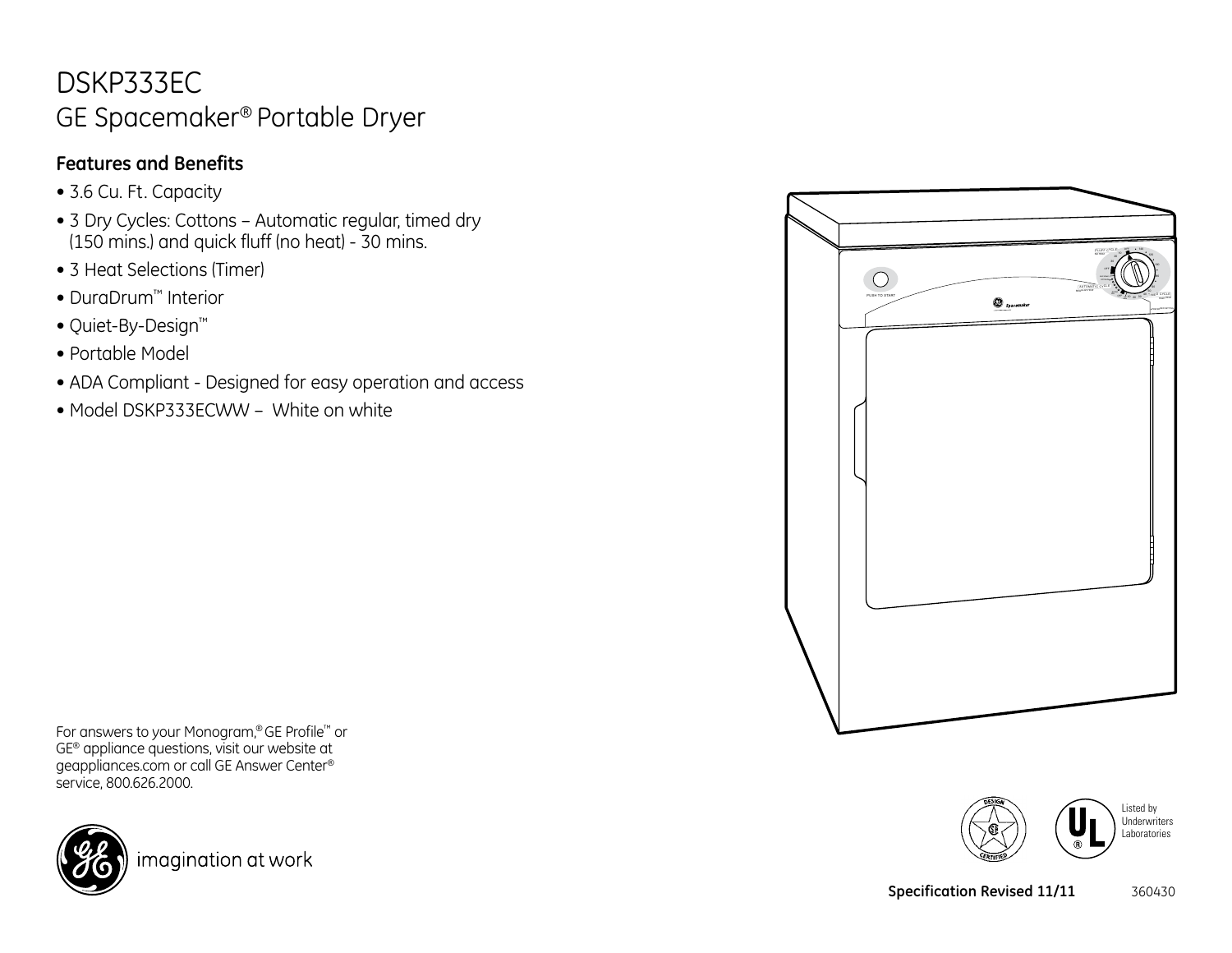# DSKP333EC

## GE Spacemaker® Portable Dryer

### Features and Benefits

- 3.6 Cu. Ft. Capacity
- 3 Dry Cycles: Cottons – Automatic regular, timed dry (150 mins.) and quick fluff (no heat) - 30 mins.
- 3 Heat Selections (Timer)
- DuraDrum™ Interior
- Quiet-By-Design™
- Portable Model
- ADA Compliant - Designed for easy operation and access
- Model DSKP333ECWW – White on white

For answers to your Monogram,® GE Profile™ or GE® appliance questions, visit our website at geappliances.com or call GE Answer Center® service, 800.626.2000.

imagination at work

Listed by Underwriters Laboratories

**Specification Revised 11/11** 360430